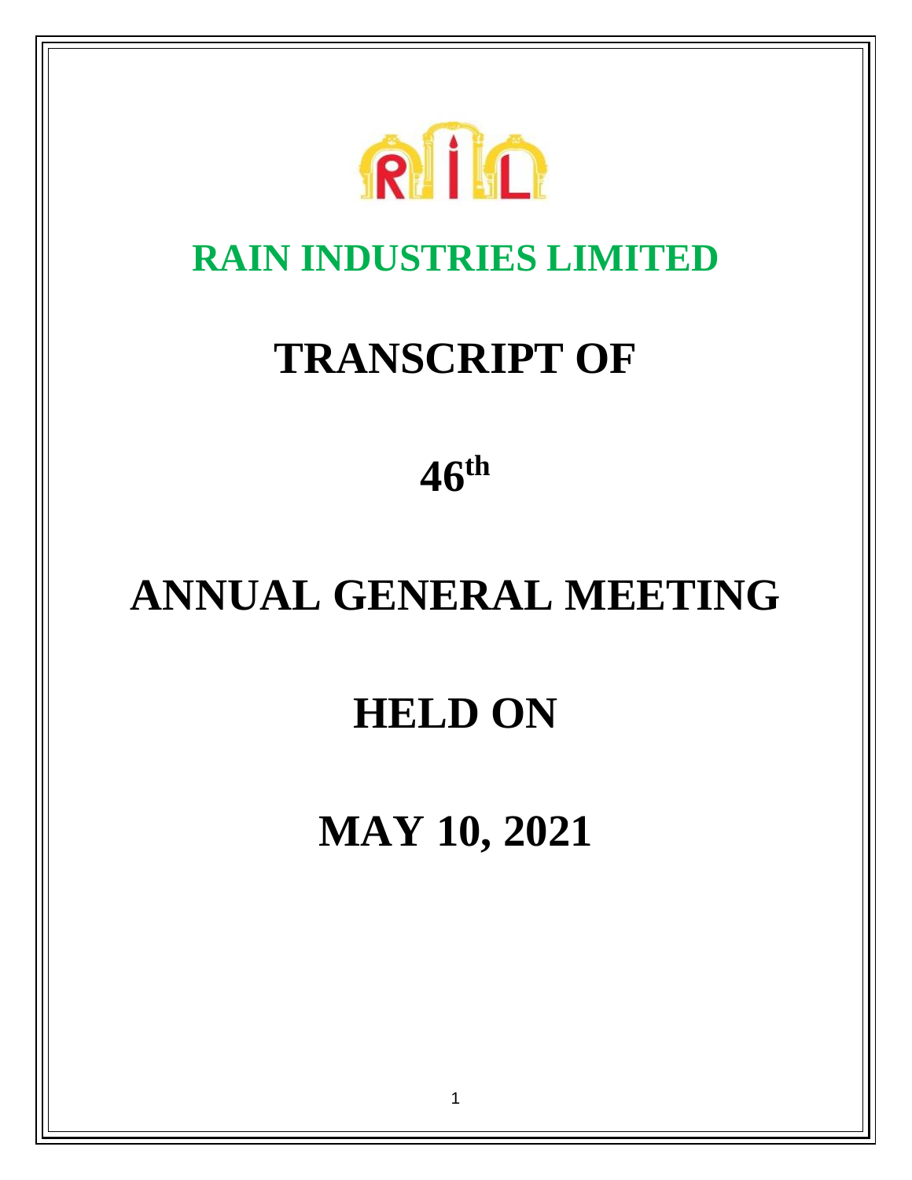# RAIN INDUSTRIES LIMITED

# TRANSCRIPT OF

# 46th

# ANNUAL GENERAL MEETING

# HELD ON

# MAY 10, 2021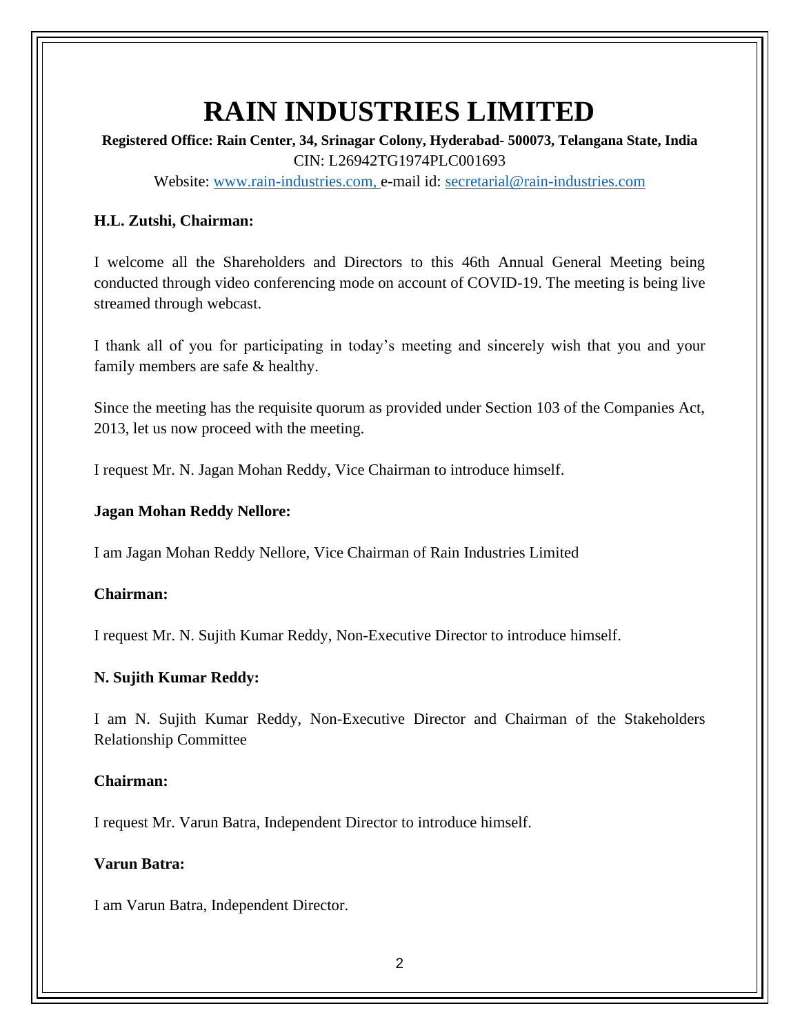# RAIN INDUSTRIES LIMITED

**Registered Office: Rain Center, 34, Srinagar Colony, Hyderabad- 500073, Telangana State, India**

CIN: L26942TG1974PLC001693

Website: www.rain-industries.com, e-mail id: secretarial@rain-industries.com

**H.L. Zutshi, Chairman:**

I welcome all the Shareholders and Directors to this 46th Annual General Meeting being conducted through video conferencing mode on account of COVID-19. The meeting is being live streamed through webcast.

I thank all of you for participating in today's meeting and sincerely wish that you and your family members are safe & healthy.

Since the meeting has the requisite quorum as provided under Section 103 of the Companies Act, 2013, let us now proceed with the meeting.

I request Mr. N. Jagan Mohan Reddy, Vice Chairman to introduce himself.

**Jagan Mohan Reddy Nellore:**

I am Jagan Mohan Reddy Nellore, Vice Chairman of Rain Industries Limited

**Chairman:**

I request Mr. N. Sujith Kumar Reddy, Non-Executive Director to introduce himself.

**N. Sujith Kumar Reddy:**

I am N. Sujith Kumar Reddy, Non-Executive Director and Chairman of the Stakeholders Relationship Committee

**Chairman:**

I request Mr. Varun Batra, Independent Director to introduce himself.

**Varun Batra:**

I am Varun Batra, Independent Director.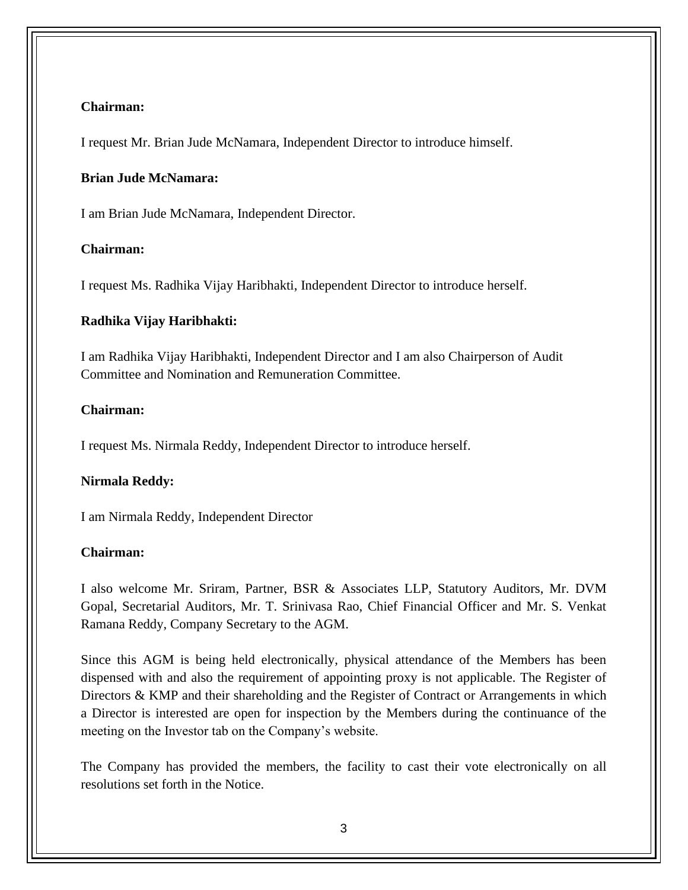**Chairman:**

I request Mr. Brian Jude McNamara, Independent Director to introduce himself.

**Brian Jude McNamara:**

I am Brian Jude McNamara, Independent Director.

**Chairman:**

I request Ms. Radhika Vijay Haribhakti, Independent Director to introduce herself.

**Radhika Vijay Haribhakti:**

I am Radhika Vijay Haribhakti, Independent Director and I am also Chairperson of Audit Committee and Nomination and Remuneration Committee.

**Chairman:**

I request Ms. Nirmala Reddy, Independent Director to introduce herself.

**Nirmala Reddy:**

I am Nirmala Reddy, Independent Director

**Chairman:**

I also welcome Mr. Sriram, Partner, BSR & Associates LLP, Statutory Auditors, Mr. DVM Gopal, Secretarial Auditors, Mr. T. Srinivasa Rao, Chief Financial Officer and Mr. S. Venkat Ramana Reddy, Company Secretary to the AGM.

Since this AGM is being held electronically, physical attendance of the Members has been dispensed with and also the requirement of appointing proxy is not applicable. The Register of Directors & KMP and their shareholding and the Register of Contract or Arrangements in which a Director is interested are open for inspection by the Members during the continuance of the meeting on the Investor tab on the Company's website.

The Company has provided the members, the facility to cast their vote electronically on all resolutions set forth in the Notice.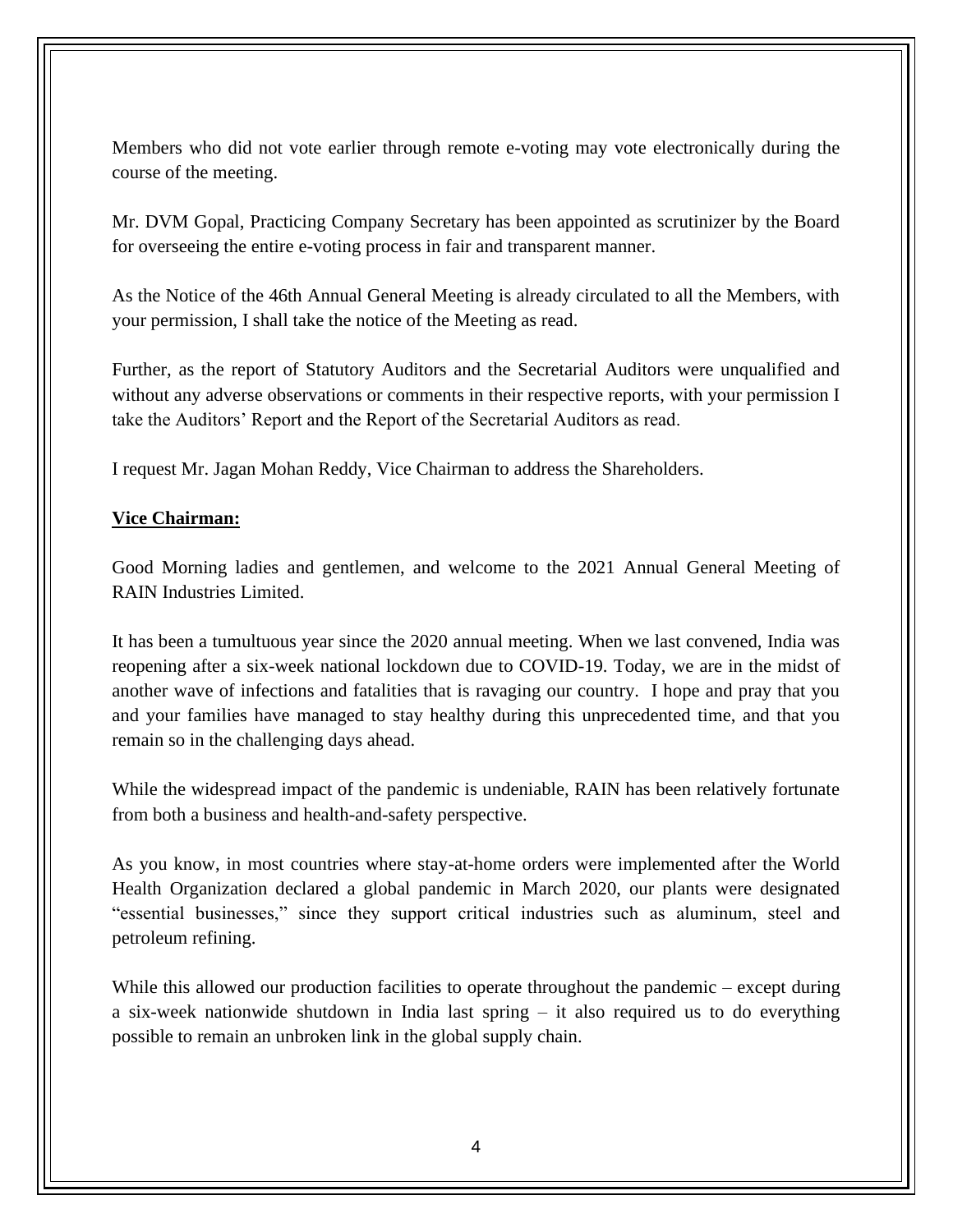Members who did not vote earlier through remote e-voting may vote electronically during the course of the meeting.

Mr. DVM Gopal, Practicing Company Secretary has been appointed as scrutinizer by the Board for overseeing the entire e-voting process in fair and transparent manner.

As the Notice of the 46th Annual General Meeting is already circulated to all the Members, with your permission, I shall take the notice of the Meeting as read.

Further, as the report of Statutory Auditors and the Secretarial Auditors were unqualified and without any adverse observations or comments in their respective reports, with your permission I take the Auditors' Report and the Report of the Secretarial Auditors as read.

I request Mr. Jagan Mohan Reddy, Vice Chairman to address the Shareholders.

**Vice Chairman:**

Good Morning ladies and gentlemen, and welcome to the 2021 Annual General Meeting of RAIN Industries Limited.

It has been a tumultuous year since the 2020 annual meeting. When we last convened, India was reopening after a six-week national lockdown due to COVID-19. Today, we are in the midst of another wave of infections and fatalities that is ravaging our country. I hope and pray that you and your families have managed to stay healthy during this unprecedented time, and that you remain so in the challenging days ahead.

While the widespread impact of the pandemic is undeniable, RAIN has been relatively fortunate from both a business and health-and-safety perspective.

As you know, in most countries where stay-at-home orders were implemented after the World Health Organization declared a global pandemic in March 2020, our plants were designated "essential businesses," since they support critical industries such as aluminum, steel and petroleum refining.

While this allowed our production facilities to operate throughout the pandemic – except during a six-week nationwide shutdown in India last spring – it also required us to do everything possible to remain an unbroken link in the global supply chain.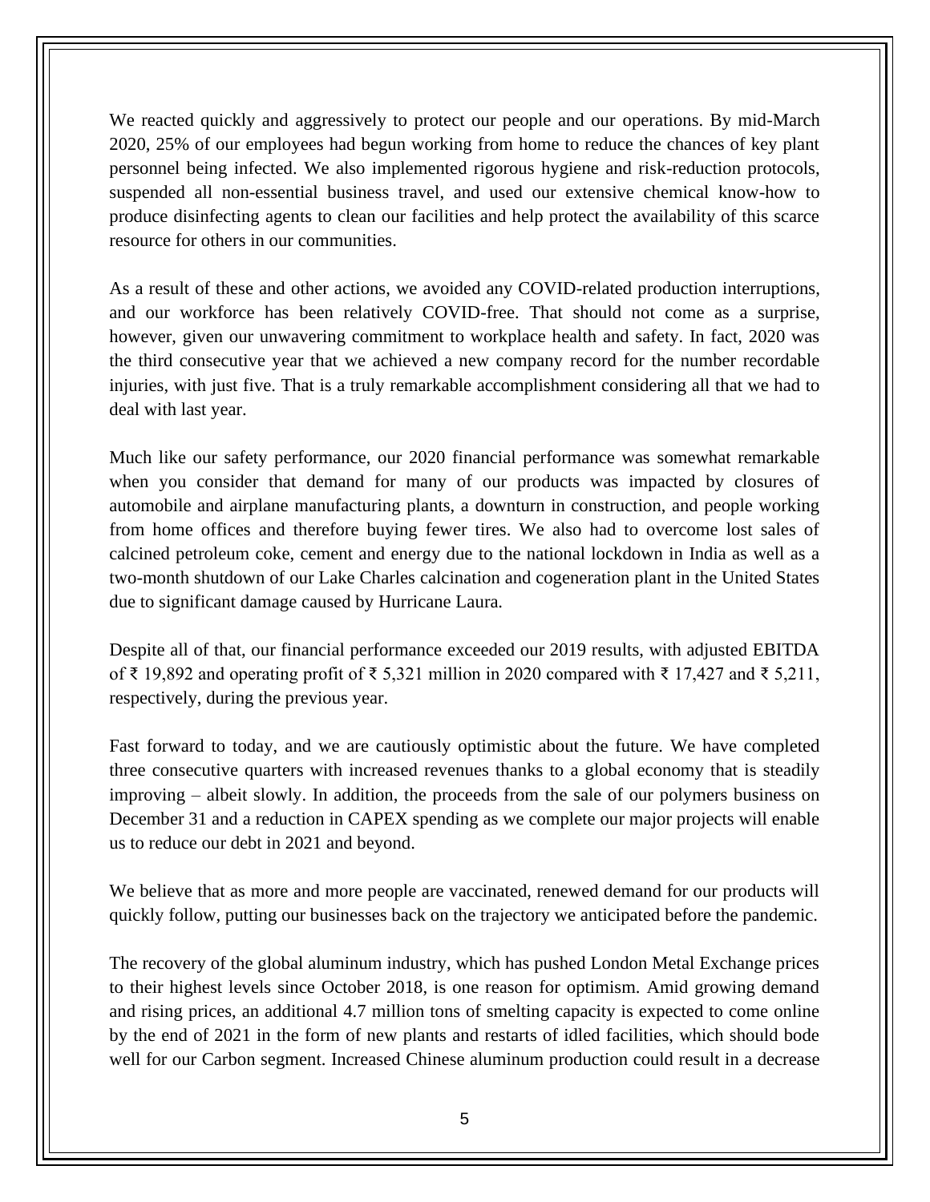We reacted quickly and aggressively to protect our people and our operations. By mid-March 2020, 25% of our employees had begun working from home to reduce the chances of key plant personnel being infected. We also implemented rigorous hygiene and risk-reduction protocols, suspended all non-essential business travel, and used our extensive chemical know-how to produce disinfecting agents to clean our facilities and help protect the availability of this scarce resource for others in our communities.

As a result of these and other actions, we avoided any COVID-related production interruptions, and our workforce has been relatively COVID-free. That should not come as a surprise, however, given our unwavering commitment to workplace health and safety. In fact, 2020 was the third consecutive year that we achieved a new company record for the number recordable injuries, with just five. That is a truly remarkable accomplishment considering all that we had to deal with last year.

Much like our safety performance, our 2020 financial performance was somewhat remarkable when you consider that demand for many of our products was impacted by closures of automobile and airplane manufacturing plants, a downturn in construction, and people working from home offices and therefore buying fewer tires. We also had to overcome lost sales of calcined petroleum coke, cement and energy due to the national lockdown in India as well as a two-month shutdown of our Lake Charles calcination and cogeneration plant in the United States due to significant damage caused by Hurricane Laura.

Despite all of that, our financial performance exceeded our 2019 results, with adjusted EBITDA of ₹ 19,892 and operating profit of ₹ 5,321 million in 2020 compared with ₹ 17,427 and ₹ 5,211, respectively, during the previous year.

Fast forward to today, and we are cautiously optimistic about the future. We have completed three consecutive quarters with increased revenues thanks to a global economy that is steadily improving – albeit slowly. In addition, the proceeds from the sale of our polymers business on December 31 and a reduction in CAPEX spending as we complete our major projects will enable us to reduce our debt in 2021 and beyond.

We believe that as more and more people are vaccinated, renewed demand for our products will quickly follow, putting our businesses back on the trajectory we anticipated before the pandemic.

The recovery of the global aluminum industry, which has pushed London Metal Exchange prices to their highest levels since October 2018, is one reason for optimism. Amid growing demand and rising prices, an additional 4.7 million tons of smelting capacity is expected to come online by the end of 2021 in the form of new plants and restarts of idled facilities, which should bode well for our Carbon segment. Increased Chinese aluminum production could result in a decrease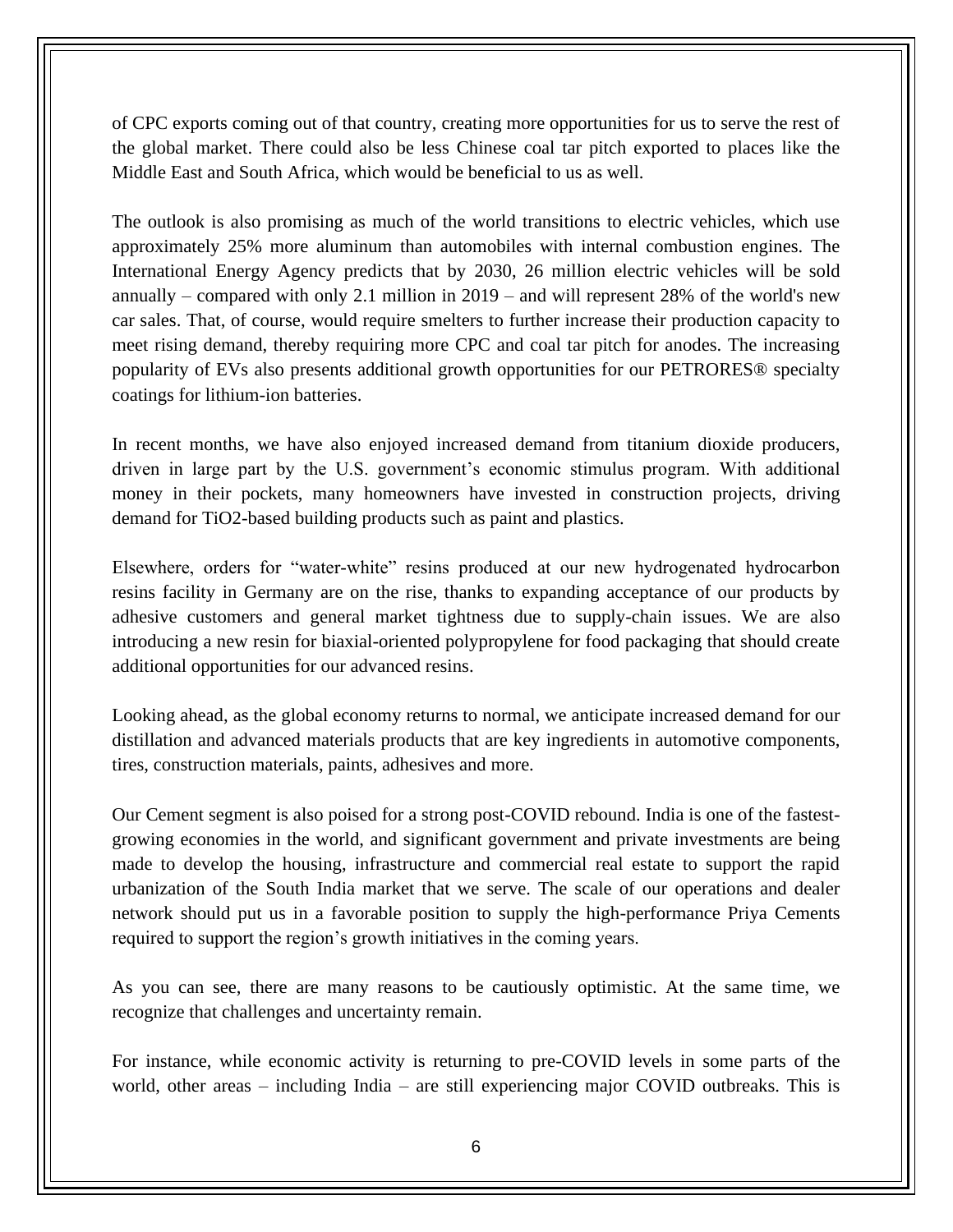of CPC exports coming out of that country, creating more opportunities for us to serve the rest of the global market. There could also be less Chinese coal tar pitch exported to places like the Middle East and South Africa, which would be beneficial to us as well.

The outlook is also promising as much of the world transitions to electric vehicles, which use approximately 25% more aluminum than automobiles with internal combustion engines. The International Energy Agency predicts that by 2030, 26 million electric vehicles will be sold annually – compared with only 2.1 million in 2019 – and will represent 28% of the world's new car sales. That, of course, would require smelters to further increase their production capacity to meet rising demand, thereby requiring more CPC and coal tar pitch for anodes. The increasing popularity of EVs also presents additional growth opportunities for our PETRORES® specialty coatings for lithium-ion batteries.

In recent months, we have also enjoyed increased demand from titanium dioxide producers, driven in large part by the U.S. government's economic stimulus program. With additional money in their pockets, many homeowners have invested in construction projects, driving demand for $TiO_2$-based building products such as paint and plastics.

Elsewhere, orders for "water-white" resins produced at our new hydrogenated hydrocarbon resins facility in Germany are on the rise, thanks to expanding acceptance of our products by adhesive customers and general market tightness due to supply-chain issues. We are also introducing a new resin for biaxial-oriented polypropylene for food packaging that should create additional opportunities for our advanced resins.

Looking ahead, as the global economy returns to normal, we anticipate increased demand for our distillation and advanced materials products that are key ingredients in automotive components, tires, construction materials, paints, adhesives and more.

Our Cement segment is also poised for a strong post-COVID rebound. India is one of the fastest-growing economies in the world, and significant government and private investments are being made to develop the housing, infrastructure and commercial real estate to support the rapid urbanization of the South India market that we serve. The scale of our operations and dealer network should put us in a favorable position to supply the high-performance Priya Cements required to support the region's growth initiatives in the coming years.

As you can see, there are many reasons to be cautiously optimistic. At the same time, we recognize that challenges and uncertainty remain.

For instance, while economic activity is returning to pre-COVID levels in some parts of the world, other areas – including India – are still experiencing major COVID outbreaks. This is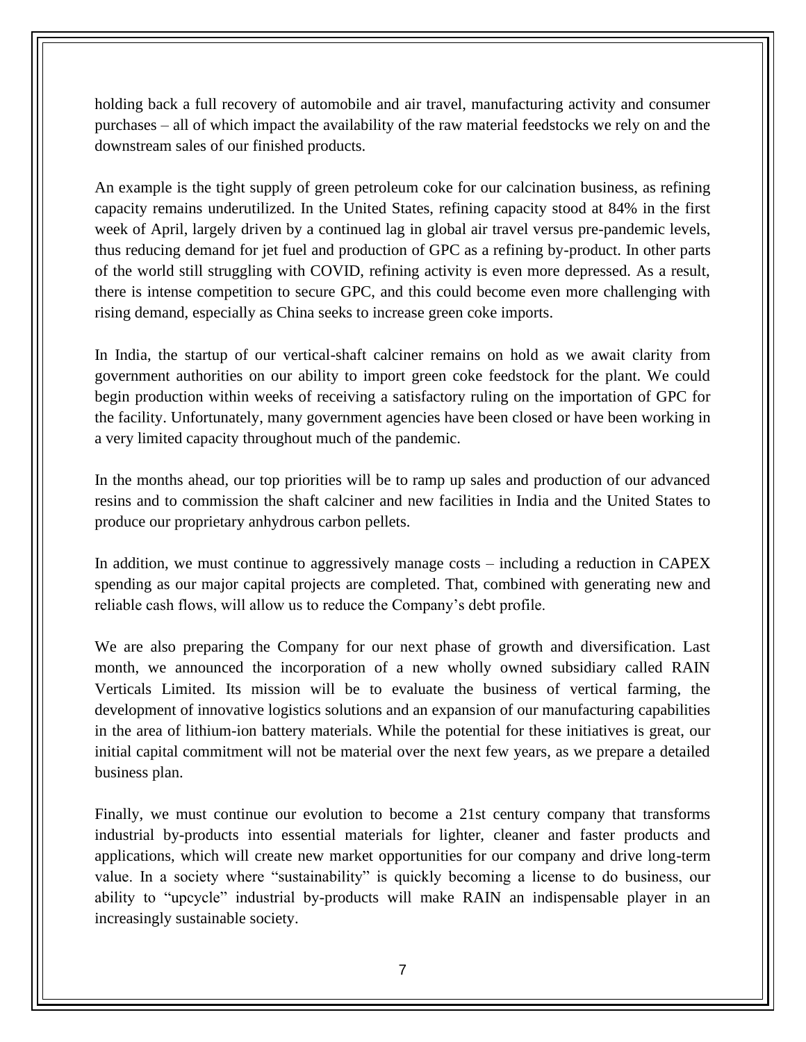holding back a full recovery of automobile and air travel, manufacturing activity and consumer purchases – all of which impact the availability of the raw material feedstocks we rely on and the downstream sales of our finished products.

An example is the tight supply of green petroleum coke for our calcination business, as refining capacity remains underutilized. In the United States, refining capacity stood at 84% in the first week of April, largely driven by a continued lag in global air travel versus pre-pandemic levels, thus reducing demand for jet fuel and production of GPC as a refining by-product. In other parts of the world still struggling with COVID, refining activity is even more depressed. As a result, there is intense competition to secure GPC, and this could become even more challenging with rising demand, especially as China seeks to increase green coke imports.

In India, the startup of our vertical-shaft calciner remains on hold as we await clarity from government authorities on our ability to import green coke feedstock for the plant. We could begin production within weeks of receiving a satisfactory ruling on the importation of GPC for the facility. Unfortunately, many government agencies have been closed or have been working in a very limited capacity throughout much of the pandemic.

In the months ahead, our top priorities will be to ramp up sales and production of our advanced resins and to commission the shaft calciner and new facilities in India and the United States to produce our proprietary anhydrous carbon pellets.

In addition, we must continue to aggressively manage costs – including a reduction in CAPEX spending as our major capital projects are completed. That, combined with generating new and reliable cash flows, will allow us to reduce the Company's debt profile.

We are also preparing the Company for our next phase of growth and diversification. Last month, we announced the incorporation of a new wholly owned subsidiary called RAIN Verticals Limited. Its mission will be to evaluate the business of vertical farming, the development of innovative logistics solutions and an expansion of our manufacturing capabilities in the area of lithium-ion battery materials. While the potential for these initiatives is great, our initial capital commitment will not be material over the next few years, as we prepare a detailed business plan.

Finally, we must continue our evolution to become a 21st century company that transforms industrial by-products into essential materials for lighter, cleaner and faster products and applications, which will create new market opportunities for our company and drive long-term value. In a society where "sustainability" is quickly becoming a license to do business, our ability to "upcycle" industrial by-products will make RAIN an indispensable player in an increasingly sustainable society.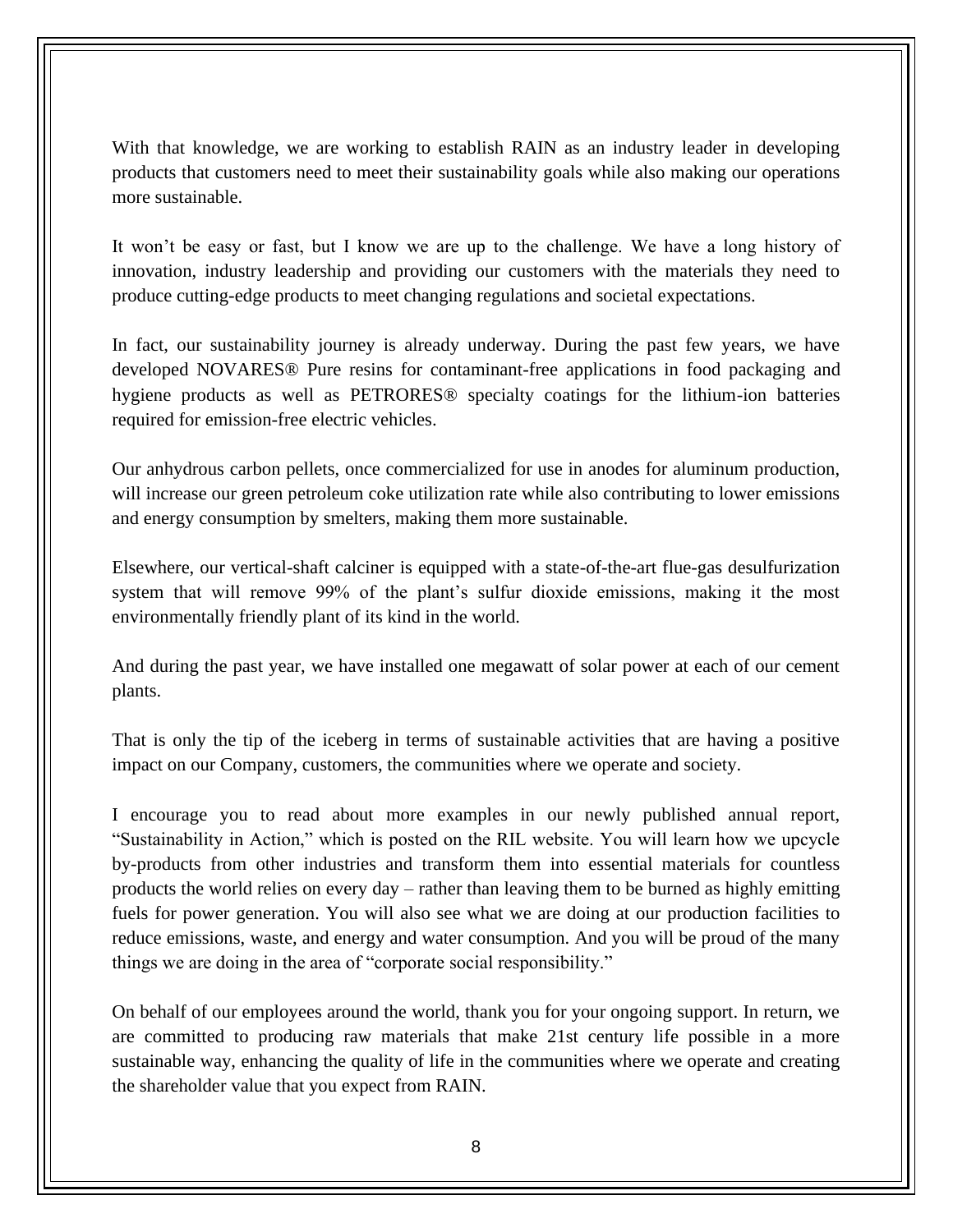With that knowledge, we are working to establish RAIN as an industry leader in developing products that customers need to meet their sustainability goals while also making our operations more sustainable.

It won't be easy or fast, but I know we are up to the challenge. We have a long history of innovation, industry leadership and providing our customers with the materials they need to produce cutting-edge products to meet changing regulations and societal expectations.

In fact, our sustainability journey is already underway. During the past few years, we have developed NOVARES® Pure resins for contaminant-free applications in food packaging and hygiene products as well as PETRORES® specialty coatings for the lithium-ion batteries required for emission-free electric vehicles.

Our anhydrous carbon pellets, once commercialized for use in anodes for aluminum production, will increase our green petroleum coke utilization rate while also contributing to lower emissions and energy consumption by smelters, making them more sustainable.

Elsewhere, our vertical-shaft calciner is equipped with a state-of-the-art flue-gas desulfurization system that will remove 99% of the plant's sulfur dioxide emissions, making it the most environmentally friendly plant of its kind in the world.

And during the past year, we have installed one megawatt of solar power at each of our cement plants.

That is only the tip of the iceberg in terms of sustainable activities that are having a positive impact on our Company, customers, the communities where we operate and society.

I encourage you to read about more examples in our newly published annual report, "Sustainability in Action," which is posted on the RIL website. You will learn how we upcycle by-products from other industries and transform them into essential materials for countless products the world relies on every day – rather than leaving them to be burned as highly emitting fuels for power generation. You will also see what we are doing at our production facilities to reduce emissions, waste, and energy and water consumption. And you will be proud of the many things we are doing in the area of "corporate social responsibility."

On behalf of our employees around the world, thank you for your ongoing support. In return, we are committed to producing raw materials that make 21st century life possible in a more sustainable way, enhancing the quality of life in the communities where we operate and creating the shareholder value that you expect from RAIN.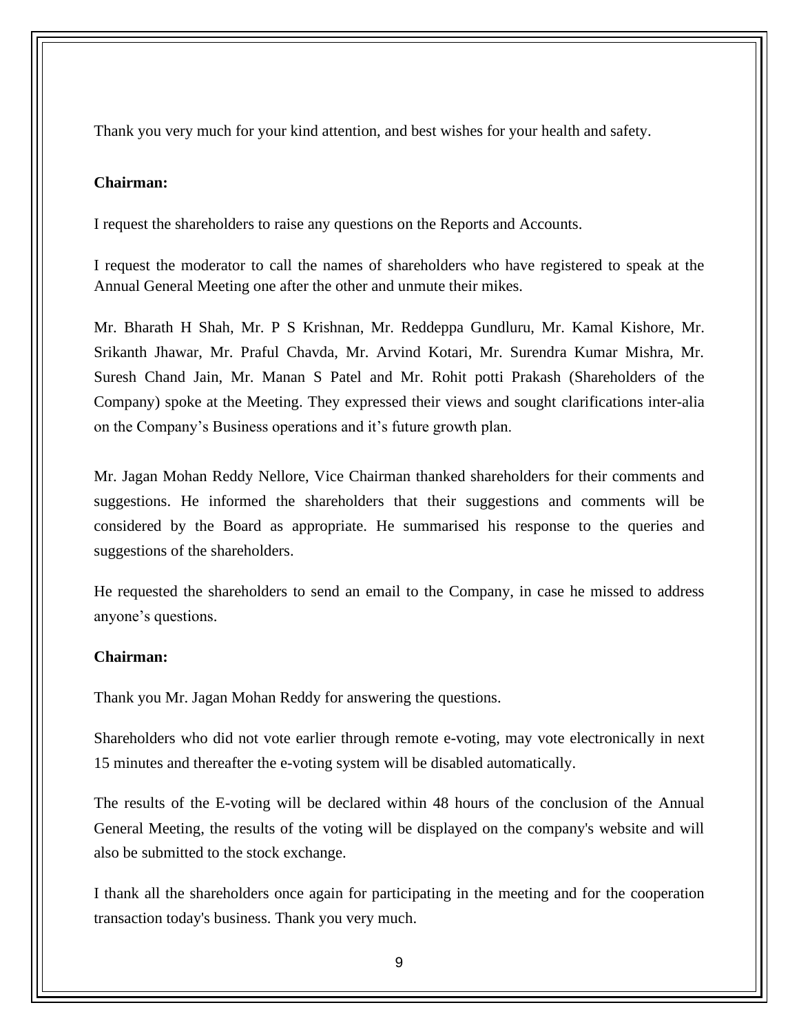Thank you very much for your kind attention, and best wishes for your health and safety.

**Chairman:**

I request the shareholders to raise any questions on the Reports and Accounts.

I request the moderator to call the names of shareholders who have registered to speak at the Annual General Meeting one after the other and unmute their mikes.

Mr. Bharath H Shah, Mr. P S Krishnan, Mr. Reddeppa Gundluru, Mr. Kamal Kishore, Mr. Srikanth Jhawar, Mr. Praful Chavda, Mr. Arvind Kotari, Mr. Surendra Kumar Mishra, Mr. Suresh Chand Jain, Mr. Manan S Patel and Mr. Rohit potti Prakash (Shareholders of the Company) spoke at the Meeting. They expressed their views and sought clarifications inter-alia on the Company's Business operations and it's future growth plan.

Mr. Jagan Mohan Reddy Nellore, Vice Chairman thanked shareholders for their comments and suggestions. He informed the shareholders that their suggestions and comments will be considered by the Board as appropriate. He summarised his response to the queries and suggestions of the shareholders.

He requested the shareholders to send an email to the Company, in case he missed to address anyone's questions.

**Chairman:**

Thank you Mr. Jagan Mohan Reddy for answering the questions.

Shareholders who did not vote earlier through remote e-voting, may vote electronically in next 15 minutes and thereafter the e-voting system will be disabled automatically.

The results of the E-voting will be declared within 48 hours of the conclusion of the Annual General Meeting, the results of the voting will be displayed on the company's website and will also be submitted to the stock exchange.

I thank all the shareholders once again for participating in the meeting and for the cooperation transaction today's business. Thank you very much.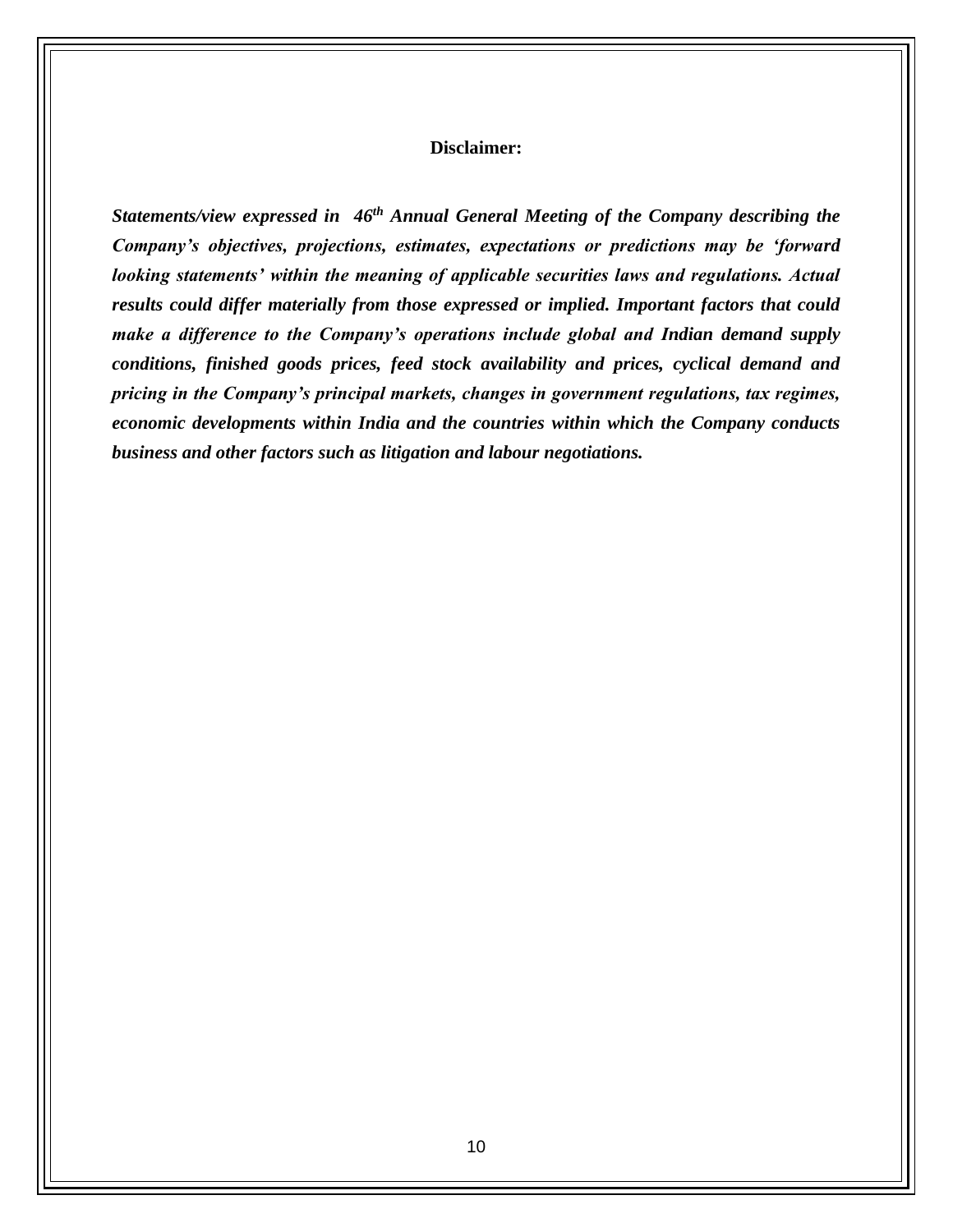**Disclaimer:**

***Statements/view expressed in 46th Annual General Meeting of the Company describing the Company's objectives, projections, estimates, expectations or predictions may be 'forward looking statements' within the meaning of applicable securities laws and regulations. Actual results could differ materially from those expressed or implied. Important factors that could make a difference to the Company's operations include global and Indian demand supply conditions, finished goods prices, feed stock availability and prices, cyclical demand and pricing in the Company's principal markets, changes in government regulations, tax regimes, economic developments within India and the countries within which the Company conducts business and other factors such as litigation and labour negotiations.***